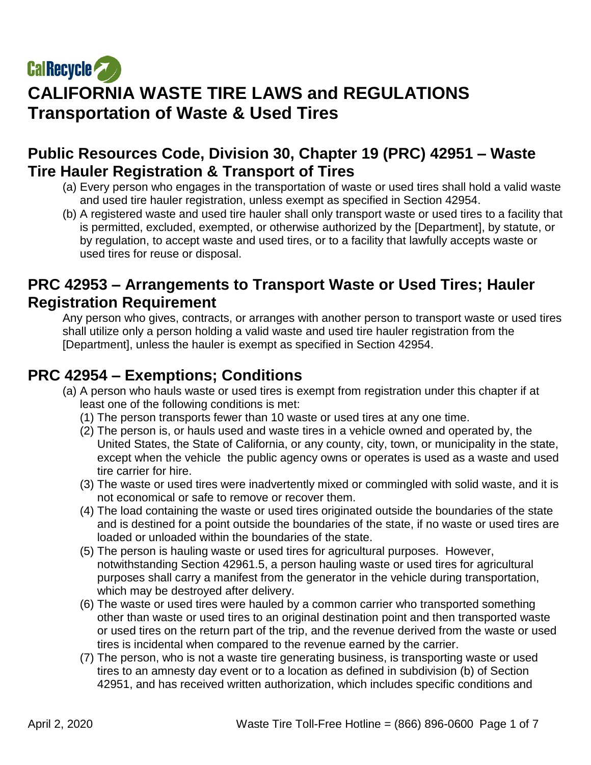CalRecycle

# CALIFORNIA WASTE TIRE LAWS and REGULATIONS Transportation of Waste & Used Tires

## Public Resources Code, Division 30, Chapter 19 (PRC) 42951 – Waste Tire Hauler Registration & Transport of Tires

(a) Every person who engages in the transportation of waste or used tires shall hold a valid waste and used tire hauler registration, unless exempt as specified in Section 42954.

(b) A registered waste and used tire hauler shall only transport waste or used tires to a facility that is permitted, excluded, exempted, or otherwise authorized by the [Department], by statute, or by regulation, to accept waste and used tires, or to a facility that lawfully accepts waste or used tires for reuse or disposal.

## PRC 42953 – Arrangements to Transport Waste or Used Tires; Hauler Registration Requirement

Any person who gives, contracts, or arranges with another person to transport waste or used tires shall utilize only a person holding a valid waste and used tire hauler registration from the [Department], unless the hauler is exempt as specified in Section 42954.

## PRC 42954 – Exemptions; Conditions

(a) A person who hauls waste or used tires is exempt from registration under this chapter if at least one of the following conditions is met:

(1) The person transports fewer than 10 waste or used tires at any one time.

(2) The person is, or hauls used and waste tires in a vehicle owned and operated by, the United States, the State of California, or any county, city, town, or municipality in the state, except when the vehicle the public agency owns or operates is used as a waste and used tire carrier for hire.

(3) The waste or used tires were inadvertently mixed or commingled with solid waste, and it is not economical or safe to remove or recover them.

(4) The load containing the waste or used tires originated outside the boundaries of the state and is destined for a point outside the boundaries of the state, if no waste or used tires are loaded or unloaded within the boundaries of the state.

(5) The person is hauling waste or used tires for agricultural purposes. However, notwithstanding Section 42961.5, a person hauling waste or used tires for agricultural purposes shall carry a manifest from the generator in the vehicle during transportation, which may be destroyed after delivery.

(6) The waste or used tires were hauled by a common carrier who transported something other than waste or used tires to an original destination point and then transported waste or used tires on the return part of the trip, and the revenue derived from the waste or used tires is incidental when compared to the revenue earned by the carrier.

(7) The person, who is not a waste tire generating business, is transporting waste or used tires to an amnesty day event or to a location as defined in subdivision (b) of Section 42951, and has received written authorization, which includes specific conditions and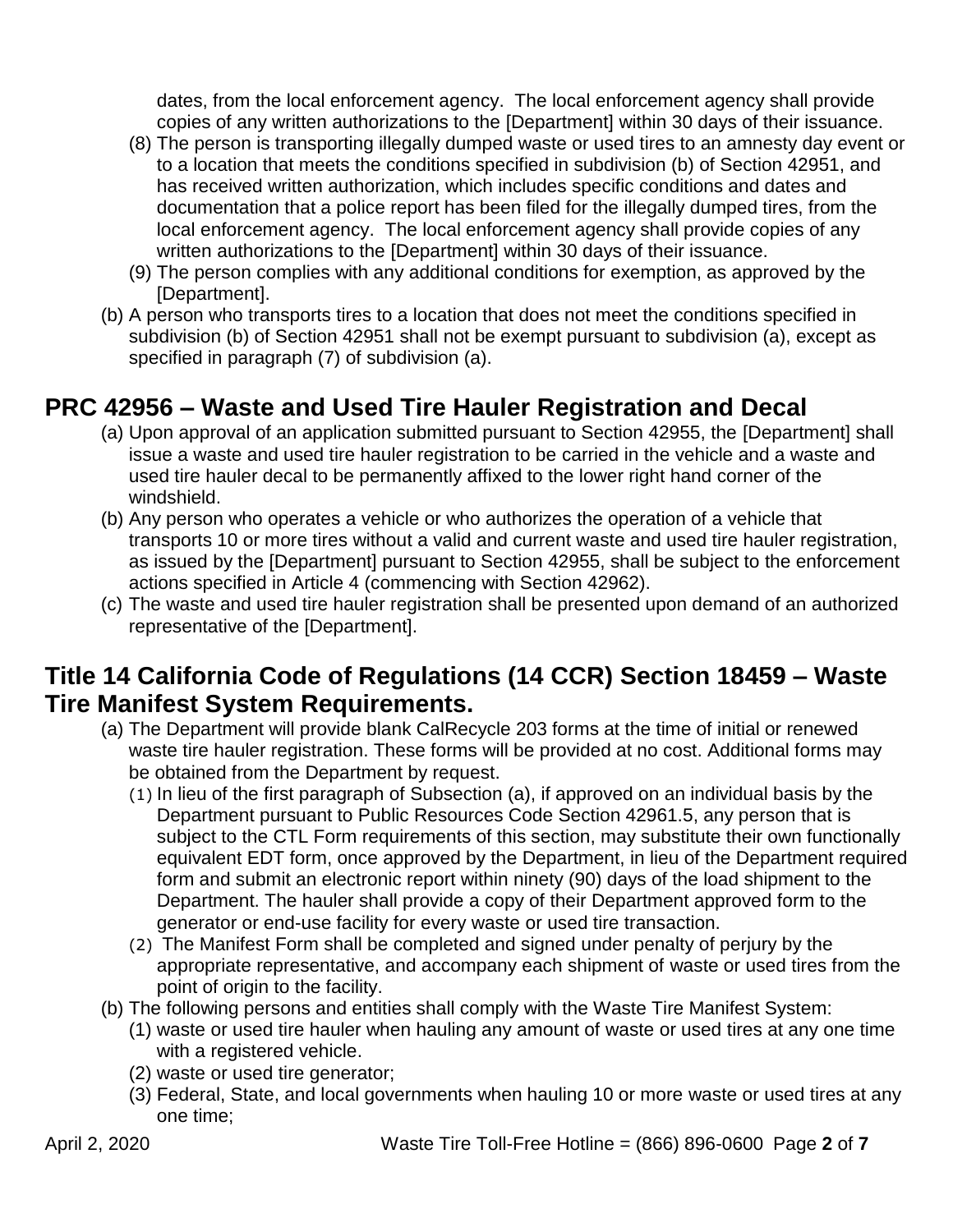dates, from the local enforcement agency. The local enforcement agency shall provide copies of any written authorizations to the [Department] within 30 days of their issuance.

(8) The person is transporting illegally dumped waste or used tires to an amnesty day event or to a location that meets the conditions specified in subdivision (b) of Section 42951, and has received written authorization, which includes specific conditions and dates and documentation that a police report has been filed for the illegally dumped tires, from the local enforcement agency. The local enforcement agency shall provide copies of any written authorizations to the [Department] within 30 days of their issuance.

(9) The person complies with any additional conditions for exemption, as approved by the [Department].

(b) A person who transports tires to a location that does not meet the conditions specified in subdivision (b) of Section 42951 shall not be exempt pursuant to subdivision (a), except as specified in paragraph (7) of subdivision (a).

## PRC 42956 – Waste and Used Tire Hauler Registration and Decal

(a) Upon approval of an application submitted pursuant to Section 42955, the [Department] shall issue a waste and used tire hauler registration to be carried in the vehicle and a waste and used tire hauler decal to be permanently affixed to the lower right hand corner of the windshield.

(b) Any person who operates a vehicle or who authorizes the operation of a vehicle that transports 10 or more tires without a valid and current waste and used tire hauler registration, as issued by the [Department] pursuant to Section 42955, shall be subject to the enforcement actions specified in Article 4 (commencing with Section 42962).

(c) The waste and used tire hauler registration shall be presented upon demand of an authorized representative of the [Department].

## Title 14 California Code of Regulations (14 CCR) Section 18459 – Waste Tire Manifest System Requirements.

(a) The Department will provide blank CalRecycle 203 forms at the time of initial or renewed waste tire hauler registration. These forms will be provided at no cost. Additional forms may be obtained from the Department by request.

(1) In lieu of the first paragraph of Subsection (a), if approved on an individual basis by the Department pursuant to Public Resources Code Section 42961.5, any person that is subject to the CTL Form requirements of this section, may substitute their own functionally equivalent EDT form, once approved by the Department, in lieu of the Department required form and submit an electronic report within ninety (90) days of the load shipment to the Department. The hauler shall provide a copy of their Department approved form to the generator or end-use facility for every waste or used tire transaction.

(2) The Manifest Form shall be completed and signed under penalty of perjury by the appropriate representative, and accompany each shipment of waste or used tires from the point of origin to the facility.

(b) The following persons and entities shall comply with the Waste Tire Manifest System:

(1) waste or used tire hauler when hauling any amount of waste or used tires at any one time with a registered vehicle.

(2) waste or used tire generator;

(3) Federal, State, and local governments when hauling 10 or more waste or used tires at any one time;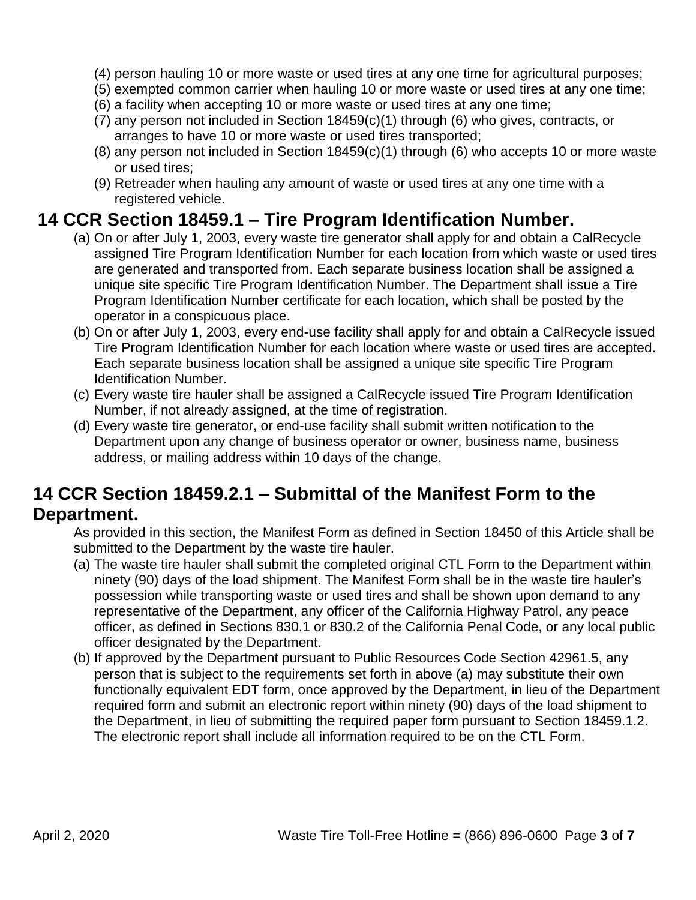(4) person hauling 10 or more waste or used tires at any one time for agricultural purposes;
(5) exempted common carrier when hauling 10 or more waste or used tires at any one time;
(6) a facility when accepting 10 or more waste or used tires at any one time;
(7) any person not included in Section 18459(c)(1) through (6) who gives, contracts, or arranges to have 10 or more waste or used tires transported;
(8) any person not included in Section 18459(c)(1) through (6) who accepts 10 or more waste or used tires;
(9) Retreader when hauling any amount of waste or used tires at any one time with a registered vehicle.

## 14 CCR Section 18459.1 – Tire Program Identification Number.

(a) On or after July 1, 2003, every waste tire generator shall apply for and obtain a CalRecycle assigned Tire Program Identification Number for each location from which waste or used tires are generated and transported from. Each separate business location shall be assigned a unique site specific Tire Program Identification Number. The Department shall issue a Tire Program Identification Number certificate for each location, which shall be posted by the operator in a conspicuous place.

(b) On or after July 1, 2003, every end-use facility shall apply for and obtain a CalRecycle issued Tire Program Identification Number for each location where waste or used tires are accepted. Each separate business location shall be assigned a unique site specific Tire Program Identification Number.

(c) Every waste tire hauler shall be assigned a CalRecycle issued Tire Program Identification Number, if not already assigned, at the time of registration.

(d) Every waste tire generator, or end-use facility shall submit written notification to the Department upon any change of business operator or owner, business name, business address, or mailing address within 10 days of the change.

## 14 CCR Section 18459.2.1 – Submittal of the Manifest Form to the Department.

As provided in this section, the Manifest Form as defined in Section 18450 of this Article shall be submitted to the Department by the waste tire hauler.

(a) The waste tire hauler shall submit the completed original CTL Form to the Department within ninety (90) days of the load shipment. The Manifest Form shall be in the waste tire hauler's possession while transporting waste or used tires and shall be shown upon demand to any representative of the Department, any officer of the California Highway Patrol, any peace officer, as defined in Sections 830.1 or 830.2 of the California Penal Code, or any local public officer designated by the Department.

(b) If approved by the Department pursuant to Public Resources Code Section 42961.5, any person that is subject to the requirements set forth in above (a) may substitute their own functionally equivalent EDT form, once approved by the Department, in lieu of the Department required form and submit an electronic report within ninety (90) days of the load shipment to the Department, in lieu of submitting the required paper form pursuant to Section 18459.1.2. The electronic report shall include all information required to be on the CTL Form.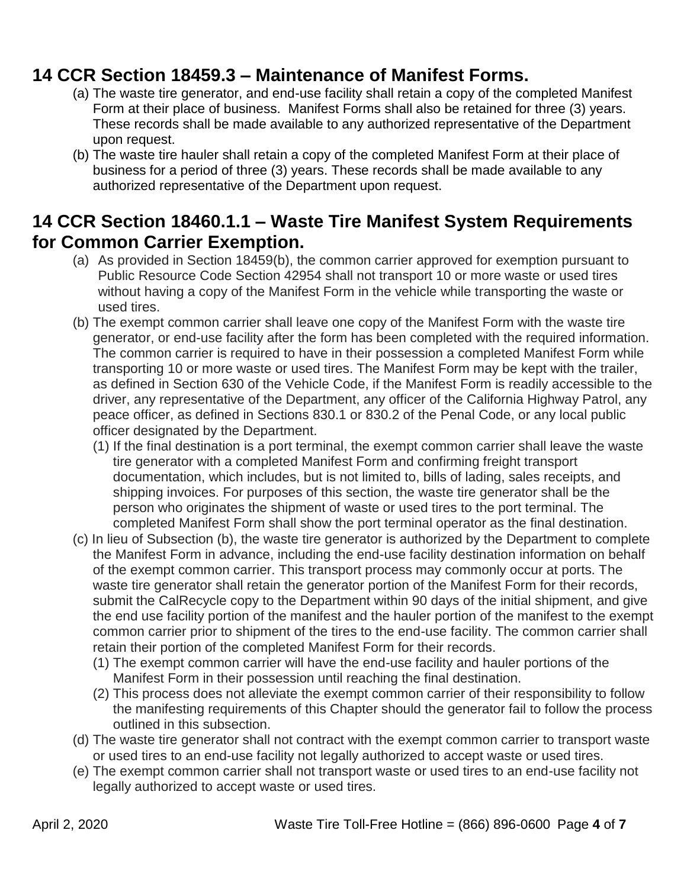## 14 CCR Section 18459.3 – Maintenance of Manifest Forms.

(a) The waste tire generator, and end-use facility shall retain a copy of the completed Manifest Form at their place of business. Manifest Forms shall also be retained for three (3) years. These records shall be made available to any authorized representative of the Department upon request.

(b) The waste tire hauler shall retain a copy of the completed Manifest Form at their place of business for a period of three (3) years. These records shall be made available to any authorized representative of the Department upon request.

## 14 CCR Section 18460.1.1 – Waste Tire Manifest System Requirements for Common Carrier Exemption.

(a) As provided in Section 18459(b), the common carrier approved for exemption pursuant to Public Resource Code Section 42954 shall not transport 10 or more waste or used tires without having a copy of the Manifest Form in the vehicle while transporting the waste or used tires.

(b) The exempt common carrier shall leave one copy of the Manifest Form with the waste tire generator, or end-use facility after the form has been completed with the required information. The common carrier is required to have in their possession a completed Manifest Form while transporting 10 or more waste or used tires. The Manifest Form may be kept with the trailer, as defined in Section 630 of the Vehicle Code, if the Manifest Form is readily accessible to the driver, any representative of the Department, any officer of the California Highway Patrol, any peace officer, as defined in Sections 830.1 or 830.2 of the Penal Code, or any local public officer designated by the Department.

(1) If the final destination is a port terminal, the exempt common carrier shall leave the waste tire generator with a completed Manifest Form and confirming freight transport documentation, which includes, but is not limited to, bills of lading, sales receipts, and shipping invoices. For purposes of this section, the waste tire generator shall be the person who originates the shipment of waste or used tires to the port terminal. The completed Manifest Form shall show the port terminal operator as the final destination.

(c) In lieu of Subsection (b), the waste tire generator is authorized by the Department to complete the Manifest Form in advance, including the end-use facility destination information on behalf of the exempt common carrier. This transport process may commonly occur at ports. The waste tire generator shall retain the generator portion of the Manifest Form for their records, submit the CalRecycle copy to the Department within 90 days of the initial shipment, and give the end use facility portion of the manifest and the hauler portion of the manifest to the exempt common carrier prior to shipment of the tires to the end-use facility. The common carrier shall retain their portion of the completed Manifest Form for their records.

(1) The exempt common carrier will have the end-use facility and hauler portions of the Manifest Form in their possession until reaching the final destination.

(2) This process does not alleviate the exempt common carrier of their responsibility to follow the manifesting requirements of this Chapter should the generator fail to follow the process outlined in this subsection.

(d) The waste tire generator shall not contract with the exempt common carrier to transport waste or used tires to an end-use facility not legally authorized to accept waste or used tires.

(e) The exempt common carrier shall not transport waste or used tires to an end-use facility not legally authorized to accept waste or used tires.

April 2, 2020 Waste Tire Toll-Free Hotline = (866) 896-0600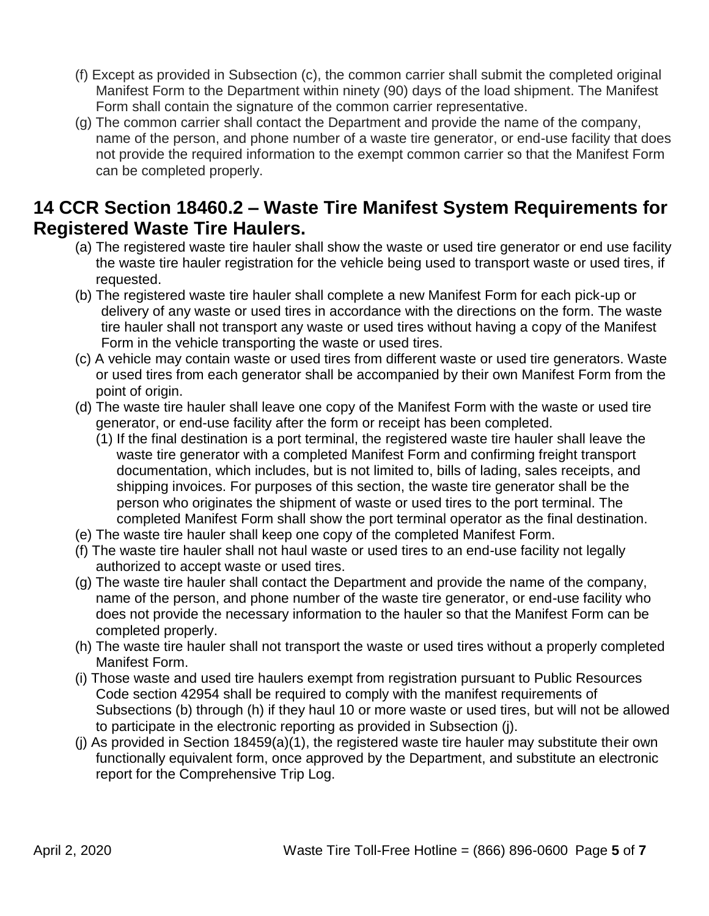(f) Except as provided in Subsection (c), the common carrier shall submit the completed original Manifest Form to the Department within ninety (90) days of the load shipment. The Manifest Form shall contain the signature of the common carrier representative.

(g) The common carrier shall contact the Department and provide the name of the company, name of the person, and phone number of a waste tire generator, or end-use facility that does not provide the required information to the exempt common carrier so that the Manifest Form can be completed properly.

## 14 CCR Section 18460.2 – Waste Tire Manifest System Requirements for Registered Waste Tire Haulers.

(a) The registered waste tire hauler shall show the waste or used tire generator or end use facility the waste tire hauler registration for the vehicle being used to transport waste or used tires, if requested.

(b) The registered waste tire hauler shall complete a new Manifest Form for each pick-up or delivery of any waste or used tires in accordance with the directions on the form. The waste tire hauler shall not transport any waste or used tires without having a copy of the Manifest Form in the vehicle transporting the waste or used tires.

(c) A vehicle may contain waste or used tires from different waste or used tire generators. Waste or used tires from each generator shall be accompanied by their own Manifest Form from the point of origin.

(d) The waste tire hauler shall leave one copy of the Manifest Form with the waste or used tire generator, or end-use facility after the form or receipt has been completed.

  (1) If the final destination is a port terminal, the registered waste tire hauler shall leave the waste tire generator with a completed Manifest Form and confirming freight transport documentation, which includes, but is not limited to, bills of lading, sales receipts, and shipping invoices. For purposes of this section, the waste tire generator shall be the person who originates the shipment of waste or used tires to the port terminal. The completed Manifest Form shall show the port terminal operator as the final destination.

(e) The waste tire hauler shall keep one copy of the completed Manifest Form.

(f) The waste tire hauler shall not haul waste or used tires to an end-use facility not legally authorized to accept waste or used tires.

(g) The waste tire hauler shall contact the Department and provide the name of the company, name of the person, and phone number of the waste tire generator, or end-use facility who does not provide the necessary information to the hauler so that the Manifest Form can be completed properly.

(h) The waste tire hauler shall not transport the waste or used tires without a properly completed Manifest Form.

(i) Those waste and used tire haulers exempt from registration pursuant to Public Resources Code section 42954 shall be required to comply with the manifest requirements of Subsections (b) through (h) if they haul 10 or more waste or used tires, but will not be allowed to participate in the electronic reporting as provided in Subsection (j).

(j) As provided in Section 18459(a)(1), the registered waste tire hauler may substitute their own functionally equivalent form, once approved by the Department, and substitute an electronic report for the Comprehensive Trip Log.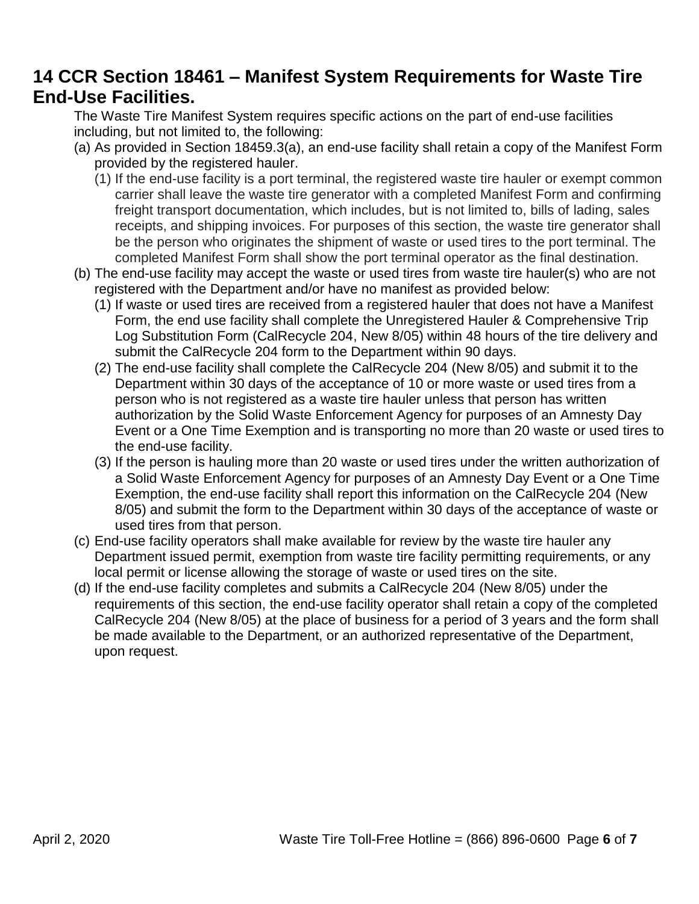## 14 CCR Section 18461 – Manifest System Requirements for Waste Tire End-Use Facilities.

The Waste Tire Manifest System requires specific actions on the part of end-use facilities including, but not limited to, the following:

(a) As provided in Section 18459.3(a), an end-use facility shall retain a copy of the Manifest Form provided by the registered hauler.

  (1) If the end-use facility is a port terminal, the registered waste tire hauler or exempt common carrier shall leave the waste tire generator with a completed Manifest Form and confirming freight transport documentation, which includes, but is not limited to, bills of lading, sales receipts, and shipping invoices. For purposes of this section, the waste tire generator shall be the person who originates the shipment of waste or used tires to the port terminal. The completed Manifest Form shall show the port terminal operator as the final destination.

(b) The end-use facility may accept the waste or used tires from waste tire hauler(s) who are not registered with the Department and/or have no manifest as provided below:

  (1) If waste or used tires are received from a registered hauler that does not have a Manifest Form, the end use facility shall complete the Unregistered Hauler & Comprehensive Trip Log Substitution Form (CalRecycle 204, New 8/05) within 48 hours of the tire delivery and submit the CalRecycle 204 form to the Department within 90 days.

  (2) The end-use facility shall complete the CalRecycle 204 (New 8/05) and submit it to the Department within 30 days of the acceptance of 10 or more waste or used tires from a person who is not registered as a waste tire hauler unless that person has written authorization by the Solid Waste Enforcement Agency for purposes of an Amnesty Day Event or a One Time Exemption and is transporting no more than 20 waste or used tires to the end-use facility.

  (3) If the person is hauling more than 20 waste or used tires under the written authorization of a Solid Waste Enforcement Agency for purposes of an Amnesty Day Event or a One Time Exemption, the end-use facility shall report this information on the CalRecycle 204 (New 8/05) and submit the form to the Department within 30 days of the acceptance of waste or used tires from that person.

(c) End-use facility operators shall make available for review by the waste tire hauler any Department issued permit, exemption from waste tire facility permitting requirements, or any local permit or license allowing the storage of waste or used tires on the site.

(d) If the end-use facility completes and submits a CalRecycle 204 (New 8/05) under the requirements of this section, the end-use facility operator shall retain a copy of the completed CalRecycle 204 (New 8/05) at the place of business for a period of 3 years and the form shall be made available to the Department, or an authorized representative of the Department, upon request.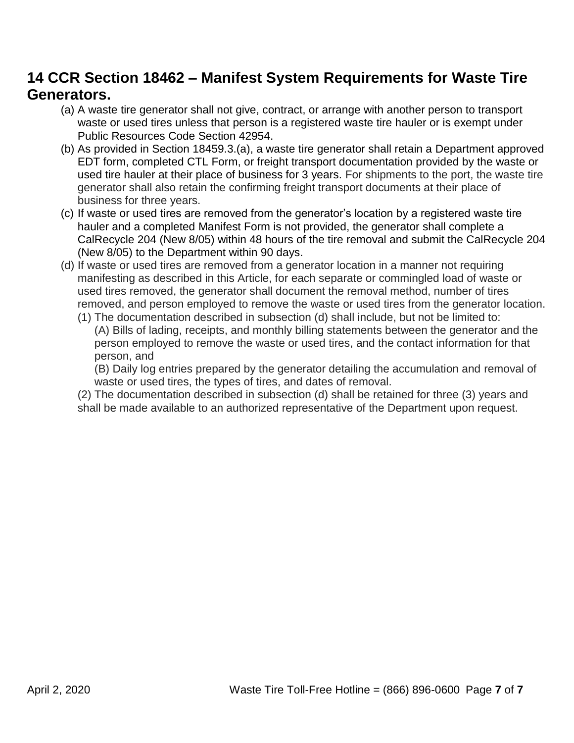## 14 CCR Section 18462 – Manifest System Requirements for Waste Tire Generators.

(a) A waste tire generator shall not give, contract, or arrange with another person to transport waste or used tires unless that person is a registered waste tire hauler or is exempt under Public Resources Code Section 42954.

(b) As provided in Section 18459.3.(a), a waste tire generator shall retain a Department approved EDT form, completed CTL Form, or freight transport documentation provided by the waste or used tire hauler at their place of business for 3 years. For shipments to the port, the waste tire generator shall also retain the confirming freight transport documents at their place of business for three years.

(c) If waste or used tires are removed from the generator's location by a registered waste tire hauler and a completed Manifest Form is not provided, the generator shall complete a CalRecycle 204 (New 8/05) within 48 hours of the tire removal and submit the CalRecycle 204 (New 8/05) to the Department within 90 days.

(d) If waste or used tires are removed from a generator location in a manner not requiring manifesting as described in this Article, for each separate or commingled load of waste or used tires removed, the generator shall document the removal method, number of tires removed, and person employed to remove the waste or used tires from the generator location.

(1) The documentation described in subsection (d) shall include, but not be limited to:

(A) Bills of lading, receipts, and monthly billing statements between the generator and the person employed to remove the waste or used tires, and the contact information for that person, and

(B) Daily log entries prepared by the generator detailing the accumulation and removal of waste or used tires, the types of tires, and dates of removal.

(2) The documentation described in subsection (d) shall be retained for three (3) years and shall be made available to an authorized representative of the Department upon request.